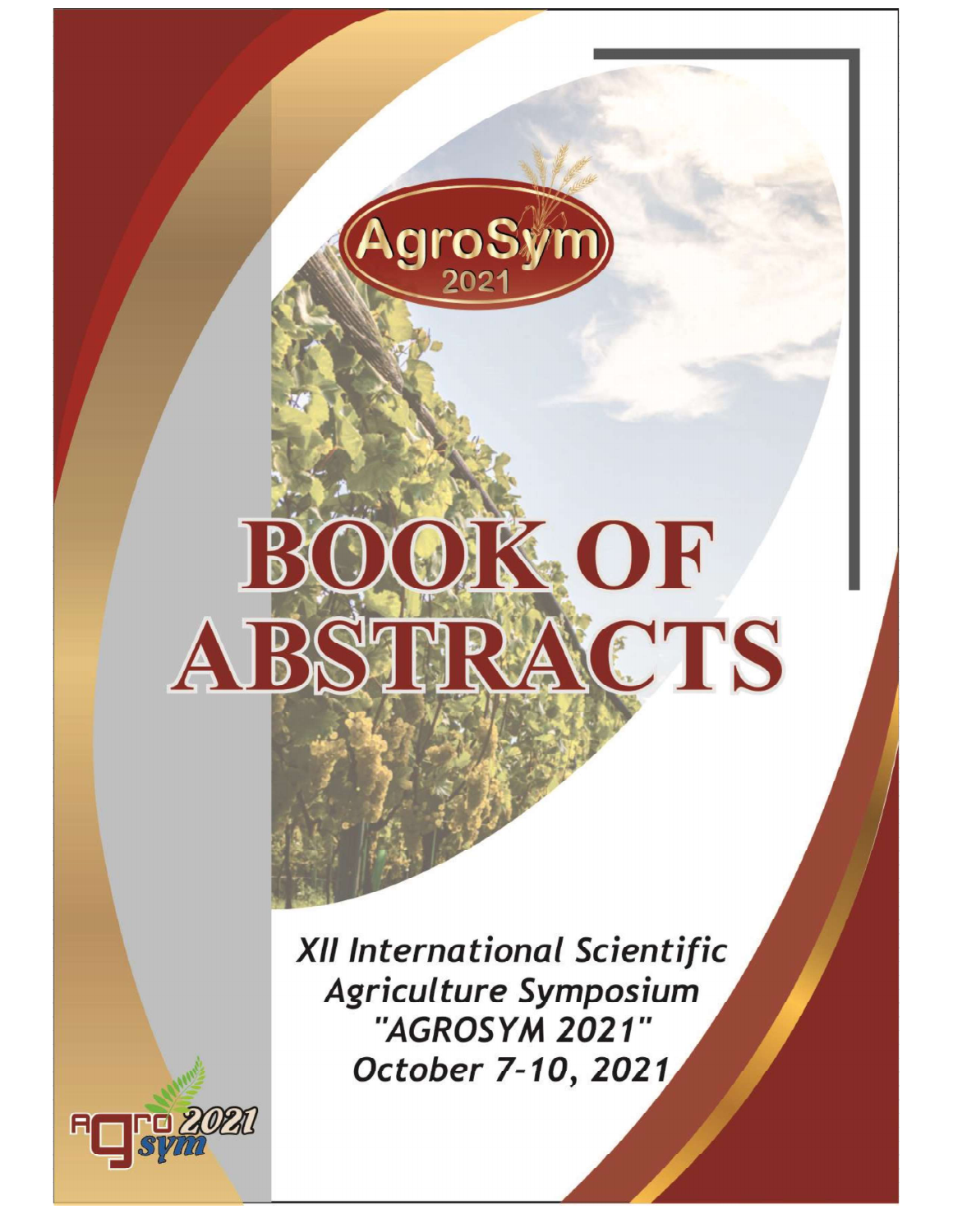AgroSym 2021

# BOOK OF ABSTRACTS

*XII International Scientific Agriculture Symposium "AGROSYM 2021" October 7-10, 2021*

agro sym 2021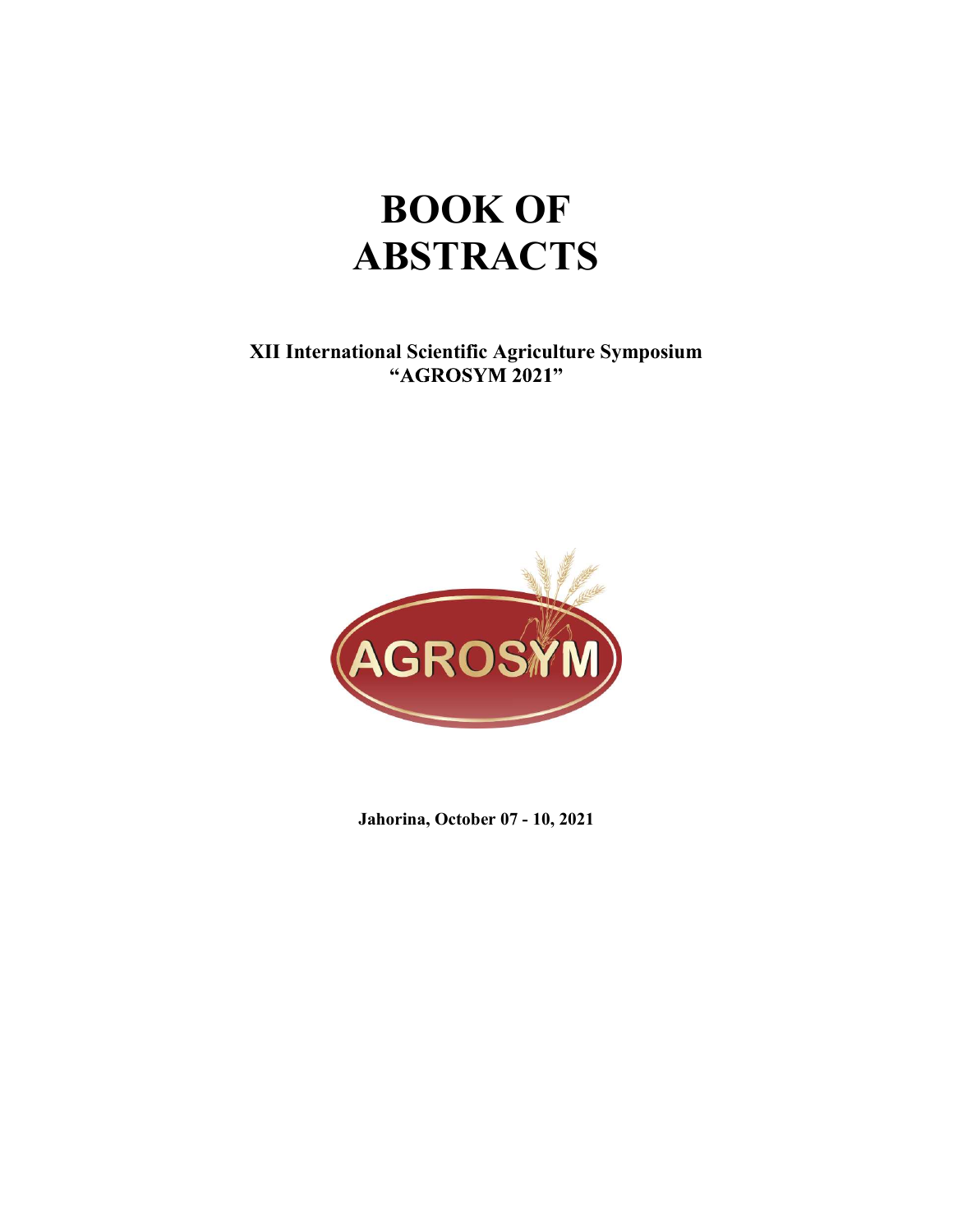# BOOK OF ABSTRACTS

**XII International Scientific Agriculture Symposium "AGROSYM 2021"**

**Jahorina, October 07 - 10, 2021**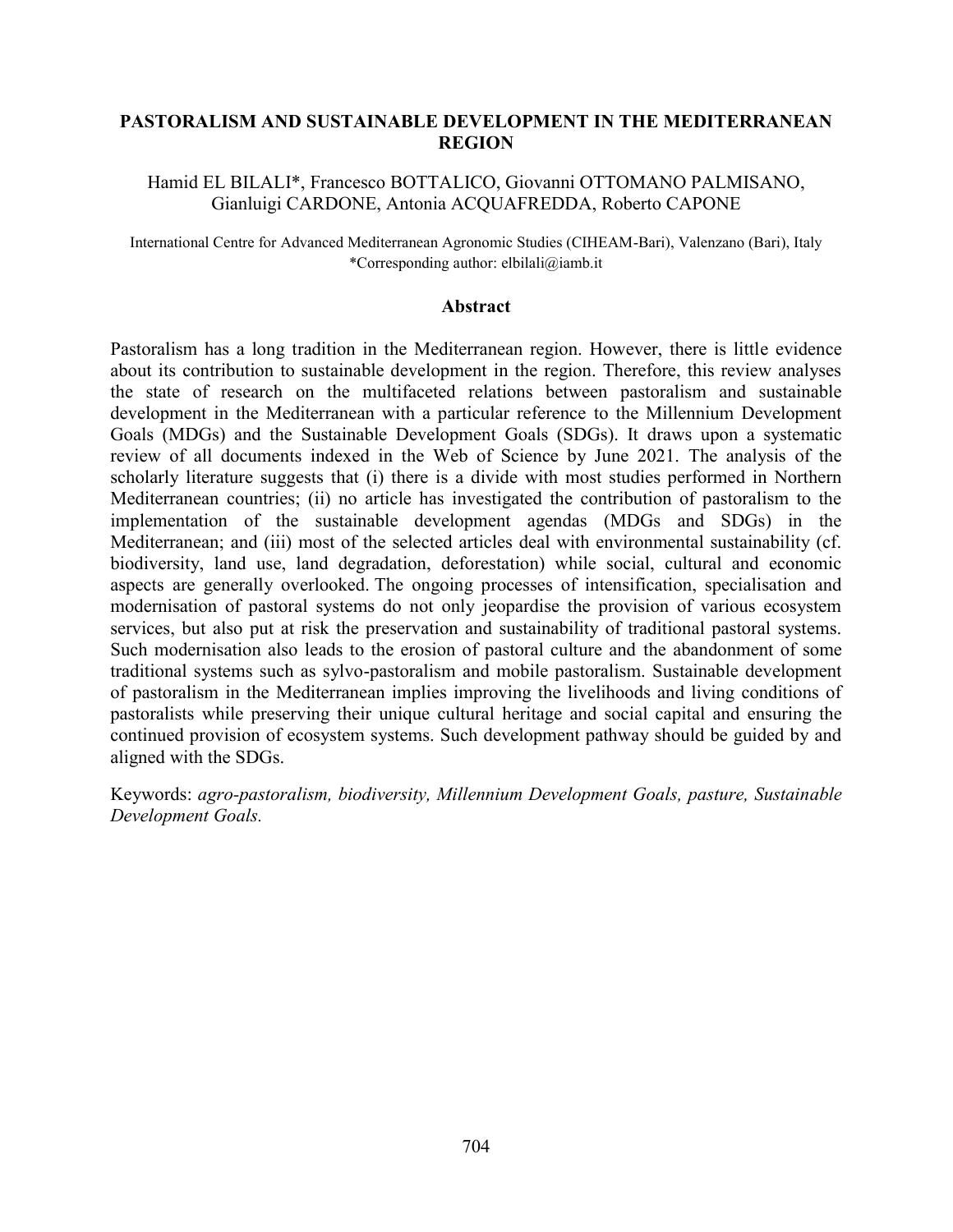# PASTORALISM AND SUSTAINABLE DEVELOPMENT IN THE MEDITERRANEAN REGION

Hamid EL BILALI*, Francesco BOTTALICO, Giovanni OTTOMANO PALMISANO, Gianluigi CARDONE, Antonia ACQUAFREDDA, Roberto CAPONE

International Centre for Advanced Mediterranean Agronomic Studies (CIHEAM-Bari), Valenzano (Bari), Italy
*Corresponding author: elbilali@iamb.it

## Abstract

Pastoralism has a long tradition in the Mediterranean region. However, there is little evidence about its contribution to sustainable development in the region. Therefore, this review analyses the state of research on the multifaceted relations between pastoralism and sustainable development in the Mediterranean with a particular reference to the Millennium Development Goals (MDGs) and the Sustainable Development Goals (SDGs). It draws upon a systematic review of all documents indexed in the Web of Science by June 2021. The analysis of the scholarly literature suggests that (i) there is a divide with most studies performed in Northern Mediterranean countries; (ii) no article has investigated the contribution of pastoralism to the implementation of the sustainable development agendas (MDGs and SDGs) in the Mediterranean; and (iii) most of the selected articles deal with environmental sustainability (cf. biodiversity, land use, land degradation, deforestation) while social, cultural and economic aspects are generally overlooked. The ongoing processes of intensification, specialisation and modernisation of pastoral systems do not only jeopardise the provision of various ecosystem services, but also put at risk the preservation and sustainability of traditional pastoral systems. Such modernisation also leads to the erosion of pastoral culture and the abandonment of some traditional systems such as sylvo-pastoralism and mobile pastoralism. Sustainable development of pastoralism in the Mediterranean implies improving the livelihoods and living conditions of pastoralists while preserving their unique cultural heritage and social capital and ensuring the continued provision of ecosystem systems. Such development pathway should be guided by and aligned with the SDGs.

Keywords: *agro-pastoralism, biodiversity, Millennium Development Goals, pasture, Sustainable Development Goals.*